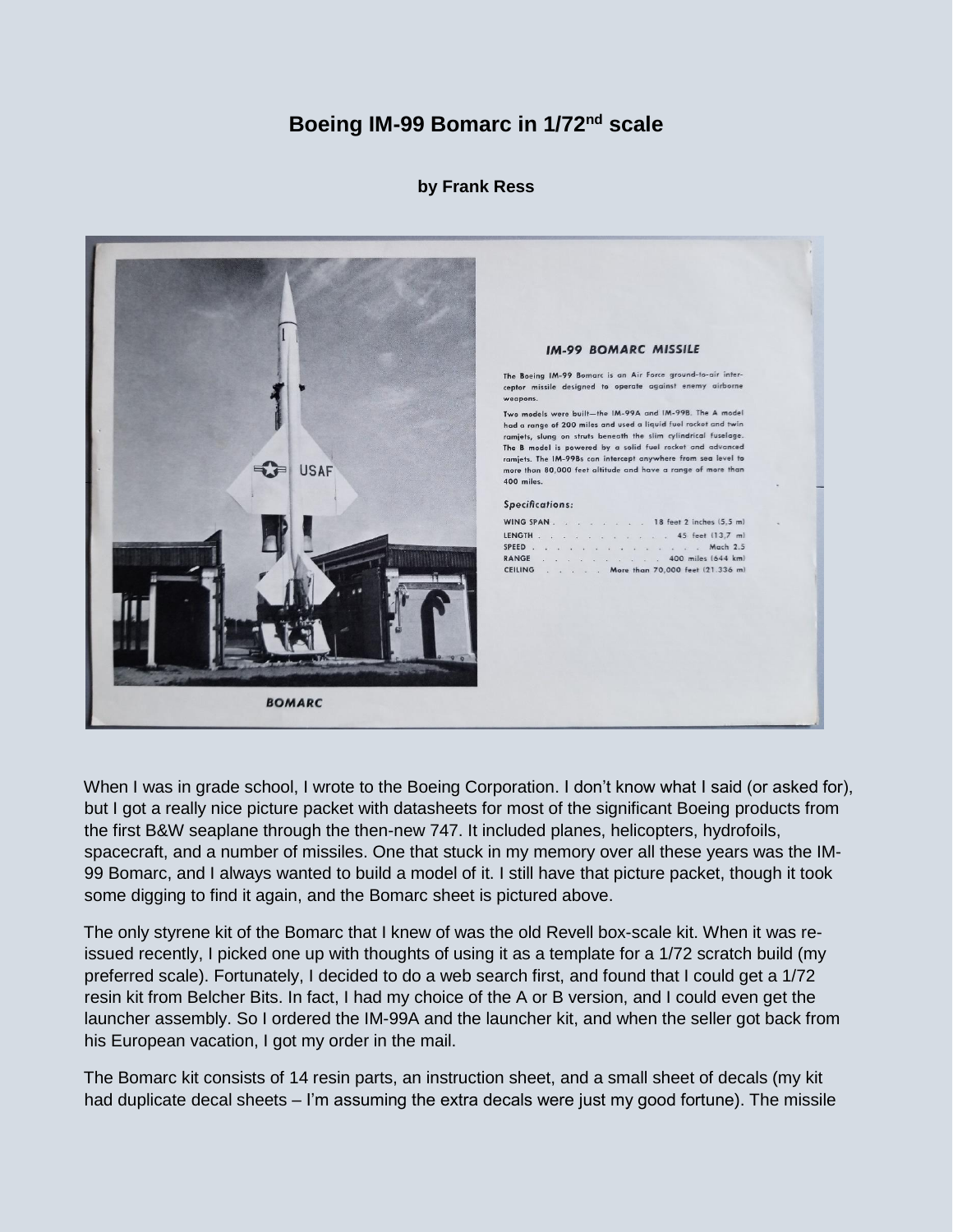# Boeing IM-99 Bomarc in 1/72$^{nd}$ scale

**by Frank Ress**

### IM-99 BOMARC MISSILE

The Boeing IM-99 Bomarc is an Air Force ground-to-air interceptor missile designed to operate against enemy airborne weapons.

Two models were built—the IM-99A and IM-99B. The A model had a range of 200 miles and used a liquid fuel rocket and twin ramjets, slung on struts beneath the slim cylindrical fuselage. The B model is powered by a solid fuel rocket and advanced ramjets. The IM-99Bs can intercept anywhere from sea level to more than 80,000 feet altitude and have a range of more than 400 miles.

*Specifications:*

| | |
|---|---|
| WING SPAN | 18 feet 2 inches (5,5 m) |
| LENGTH | 45 feet (13,7 m) |
| SPEED | Mach 2.5 |
| RANGE | 400 miles (644 km) |
| CEILING | More than 70,000 feet (21.336 m) |

**BOMARC**

When I was in grade school, I wrote to the Boeing Corporation. I don't know what I said (or asked for), but I got a really nice picture packet with datasheets for most of the significant Boeing products from the first B&W seaplane through the then-new 747. It included planes, helicopters, hydrofoils, spacecraft, and a number of missiles. One that stuck in my memory over all these years was the IM-99 Bomarc, and I always wanted to build a model of it. I still have that picture packet, though it took some digging to find it again, and the Bomarc sheet is pictured above.

The only styrene kit of the Bomarc that I knew of was the old Revell box-scale kit. When it was re-issued recently, I picked one up with thoughts of using it as a template for a 1/72 scratch build (my preferred scale). Fortunately, I decided to do a web search first, and found that I could get a 1/72 resin kit from Belcher Bits. In fact, I had my choice of the A or B version, and I could even get the launcher assembly. So I ordered the IM-99A and the launcher kit, and when the seller got back from his European vacation, I got my order in the mail.

The Bomarc kit consists of 14 resin parts, an instruction sheet, and a small sheet of decals (my kit had duplicate decal sheets – I'm assuming the extra decals were just my good fortune). The missile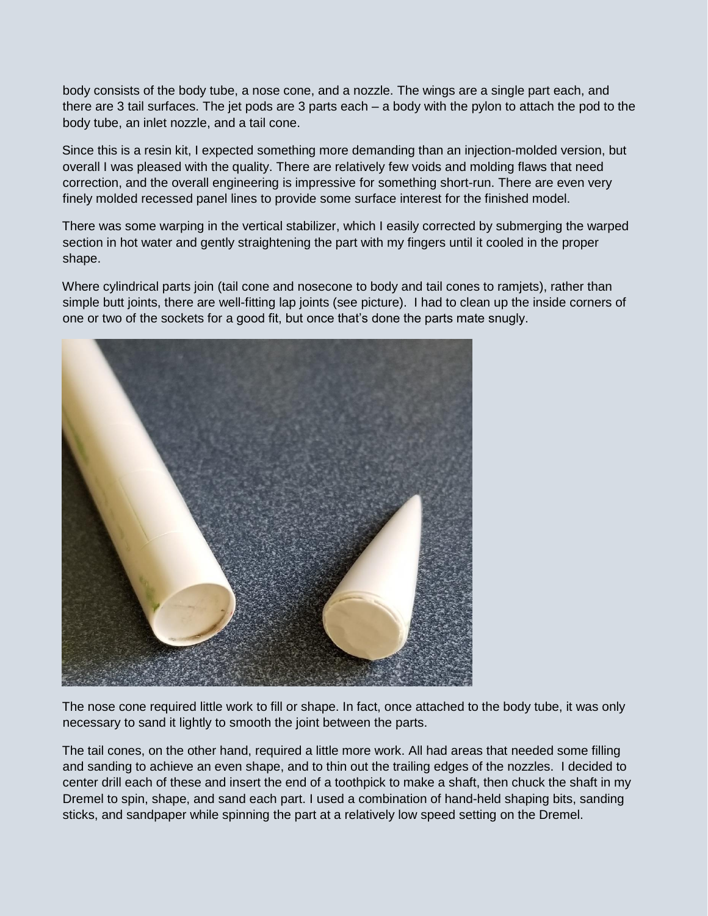body consists of the body tube, a nose cone, and a nozzle. The wings are a single part each, and there are 3 tail surfaces. The jet pods are 3 parts each – a body with the pylon to attach the pod to the body tube, an inlet nozzle, and a tail cone.

Since this is a resin kit, I expected something more demanding than an injection-molded version, but overall I was pleased with the quality. There are relatively few voids and molding flaws that need correction, and the overall engineering is impressive for something short-run. There are even very finely molded recessed panel lines to provide some surface interest for the finished model.

There was some warping in the vertical stabilizer, which I easily corrected by submerging the warped section in hot water and gently straightening the part with my fingers until it cooled in the proper shape.

Where cylindrical parts join (tail cone and nosecone to body and tail cones to ramjets), rather than simple butt joints, there are well-fitting lap joints (see picture). I had to clean up the inside corners of one or two of the sockets for a good fit, but once that's done the parts mate snugly.

The nose cone required little work to fill or shape. In fact, once attached to the body tube, it was only necessary to sand it lightly to smooth the joint between the parts.

The tail cones, on the other hand, required a little more work. All had areas that needed some filling and sanding to achieve an even shape, and to thin out the trailing edges of the nozzles. I decided to center drill each of these and insert the end of a toothpick to make a shaft, then chuck the shaft in my Dremel to spin, shape, and sand each part. I used a combination of hand-held shaping bits, sanding sticks, and sandpaper while spinning the part at a relatively low speed setting on the Dremel.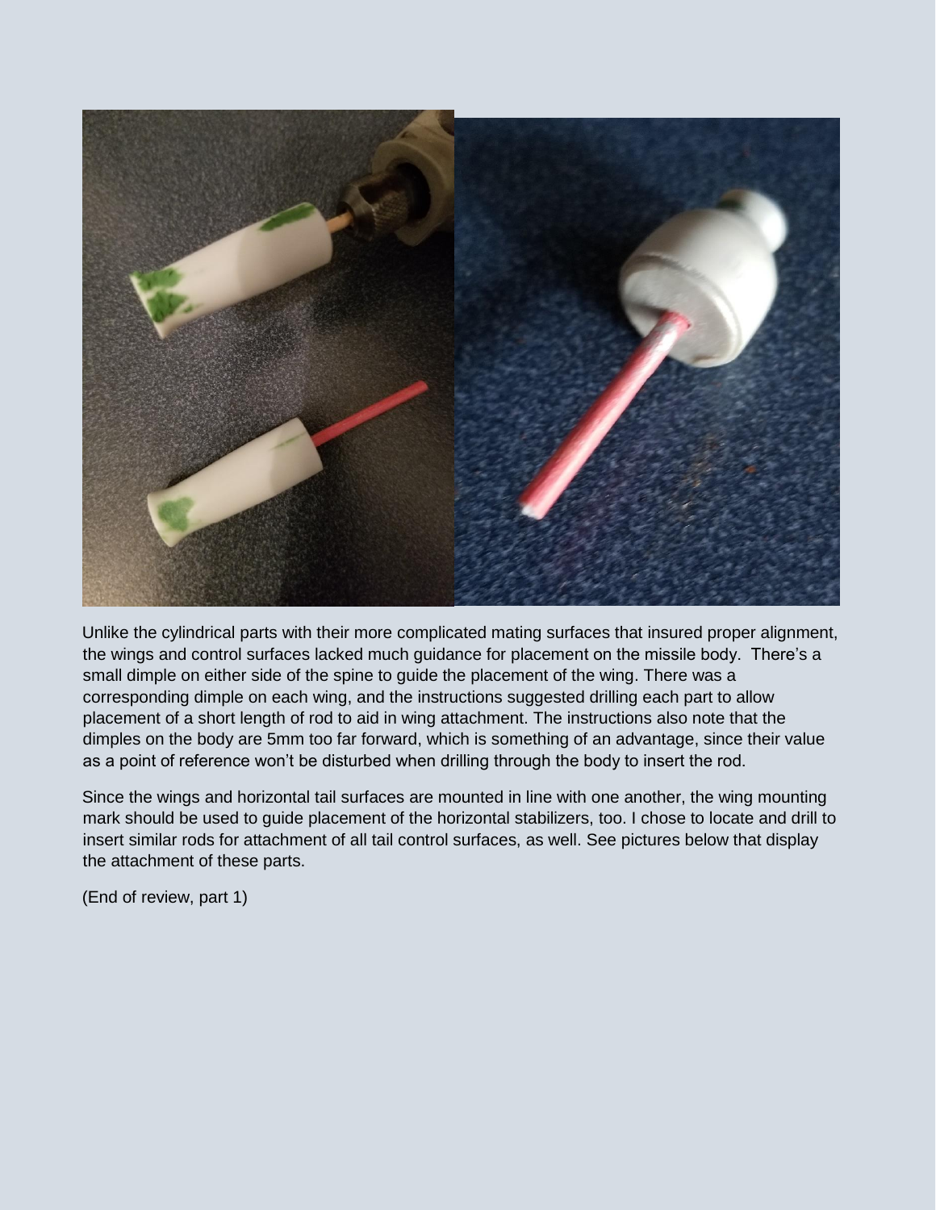Unlike the cylindrical parts with their more complicated mating surfaces that insured proper alignment, the wings and control surfaces lacked much guidance for placement on the missile body. There's a small dimple on either side of the spine to guide the placement of the wing. There was a corresponding dimple on each wing, and the instructions suggested drilling each part to allow placement of a short length of rod to aid in wing attachment. The instructions also note that the dimples on the body are 5mm too far forward, which is something of an advantage, since their value as a point of reference won't be disturbed when drilling through the body to insert the rod.

Since the wings and horizontal tail surfaces are mounted in line with one another, the wing mounting mark should be used to guide placement of the horizontal stabilizers, too. I chose to locate and drill to insert similar rods for attachment of all tail control surfaces, as well. See pictures below that display the attachment of these parts.

(End of review, part 1)